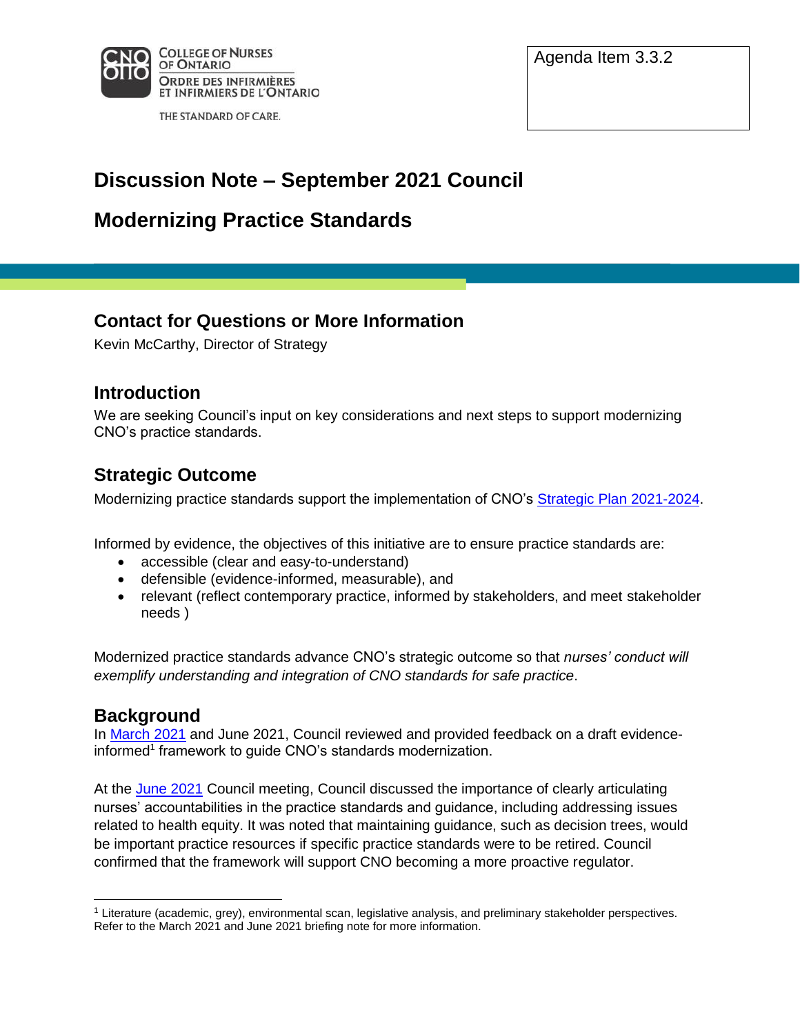College of Nurses of Ontario
Ordre des infirmières et infirmiers de l'Ontario
THE STANDARD OF CARE.

Agenda Item 3.3.2

# Discussion Note – September 2021 Council

# Modernizing Practice Standards

## Contact for Questions or More Information

Kevin McCarthy, Director of Strategy

## Introduction

We are seeking Council's input on key considerations and next steps to support modernizing CNO's practice standards.

## Strategic Outcome

Modernizing practice standards support the implementation of CNO's Strategic Plan 2021-2024.

Informed by evidence, the objectives of this initiative are to ensure practice standards are:

- accessible (clear and easy-to-understand)
- defensible (evidence-informed, measurable), and
- relevant (reflect contemporary practice, informed by stakeholders, and meet stakeholder needs )

Modernized practice standards advance CNO's strategic outcome so that *nurses' conduct will exemplify understanding and integration of CNO standards for safe practice*.

## Background

In March 2021 and June 2021, Council reviewed and provided feedback on a draft evidence-informed[1] framework to guide CNO's standards modernization.

At the June 2021 Council meeting, Council discussed the importance of clearly articulating nurses' accountabilities in the practice standards and guidance, including addressing issues related to health equity. It was noted that maintaining guidance, such as decision trees, would be important practice resources if specific practice standards were to be retired. Council confirmed that the framework will support CNO becoming a more proactive regulator.

[1] Literature (academic, grey), environmental scan, legislative analysis, and preliminary stakeholder perspectives. Refer to the March 2021 and June 2021 briefing note for more information.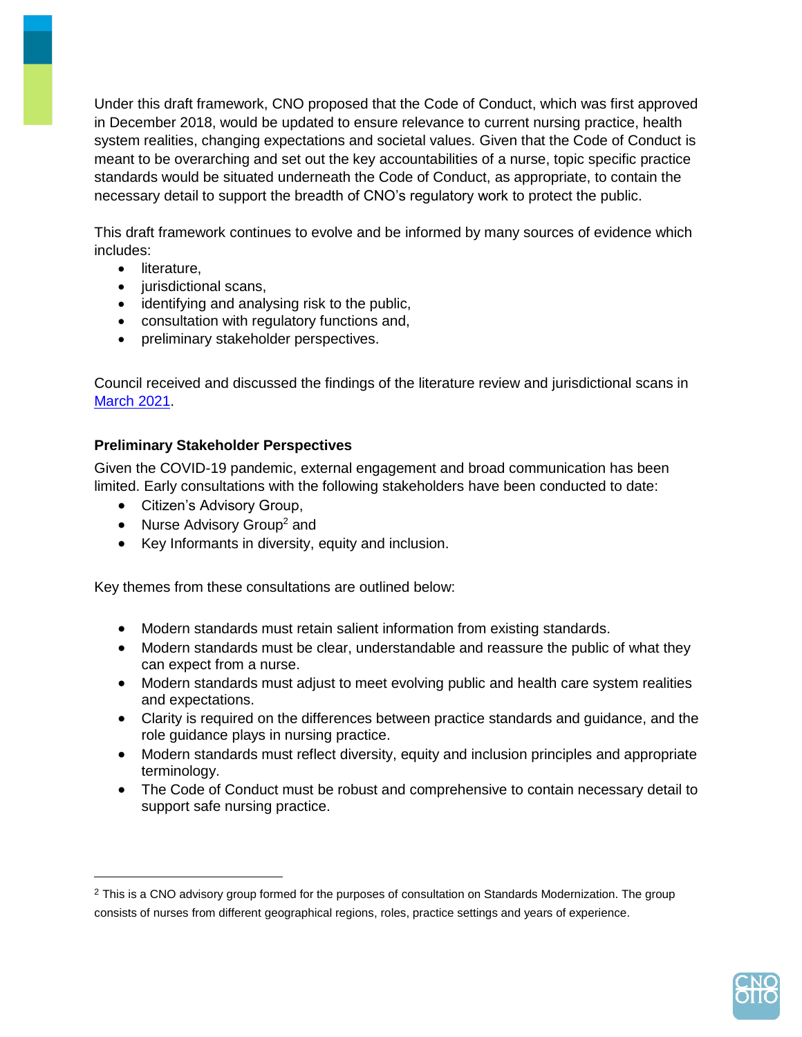Under this draft framework, CNO proposed that the Code of Conduct, which was first approved in December 2018, would be updated to ensure relevance to current nursing practice, health system realities, changing expectations and societal values. Given that the Code of Conduct is meant to be overarching and set out the key accountabilities of a nurse, topic specific practice standards would be situated underneath the Code of Conduct, as appropriate, to contain the necessary detail to support the breadth of CNO's regulatory work to protect the public.

This draft framework continues to evolve and be informed by many sources of evidence which includes:

- literature,
- jurisdictional scans,
- identifying and analysing risk to the public,
- consultation with regulatory functions and,
- preliminary stakeholder perspectives.

Council received and discussed the findings of the literature review and jurisdictional scans in [March 2021](#).

**Preliminary Stakeholder Perspectives**

Given the COVID-19 pandemic, external engagement and broad communication has been limited. Early consultations with the following stakeholders have been conducted to date:

- Citizen's Advisory Group,
- Nurse Advisory Group[2] and
- Key Informants in diversity, equity and inclusion.

Key themes from these consultations are outlined below:

- Modern standards must retain salient information from existing standards.
- Modern standards must be clear, understandable and reassure the public of what they can expect from a nurse.
- Modern standards must adjust to meet evolving public and health care system realities and expectations.
- Clarity is required on the differences between practice standards and guidance, and the role guidance plays in nursing practice.
- Modern standards must reflect diversity, equity and inclusion principles and appropriate terminology.
- The Code of Conduct must be robust and comprehensive to contain necessary detail to support safe nursing practice.

---

[2] This is a CNO advisory group formed for the purposes of consultation on Standards Modernization. The group consists of nurses from different geographical regions, roles, practice settings and years of experience.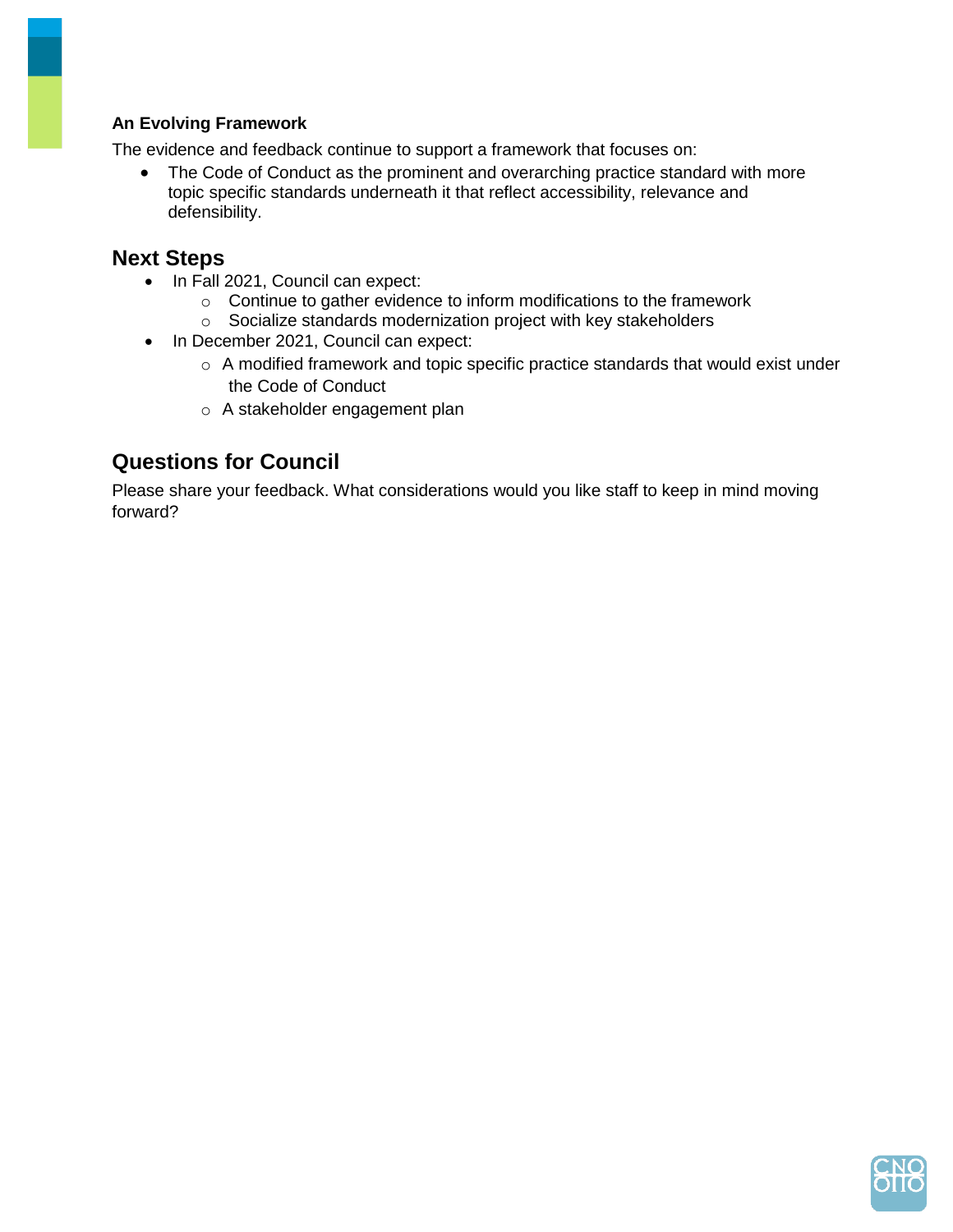**An Evolving Framework**

The evidence and feedback continue to support a framework that focuses on:

- The Code of Conduct as the prominent and overarching practice standard with more topic specific standards underneath it that reflect accessibility, relevance and defensibility.

## Next Steps

- In Fall 2021, Council can expect:
  - Continue to gather evidence to inform modifications to the framework
  - Socialize standards modernization project with key stakeholders
- In December 2021, Council can expect:
  - A modified framework and topic specific practice standards that would exist under the Code of Conduct
  - A stakeholder engagement plan

## Questions for Council

Please share your feedback. What considerations would you like staff to keep in mind moving forward?